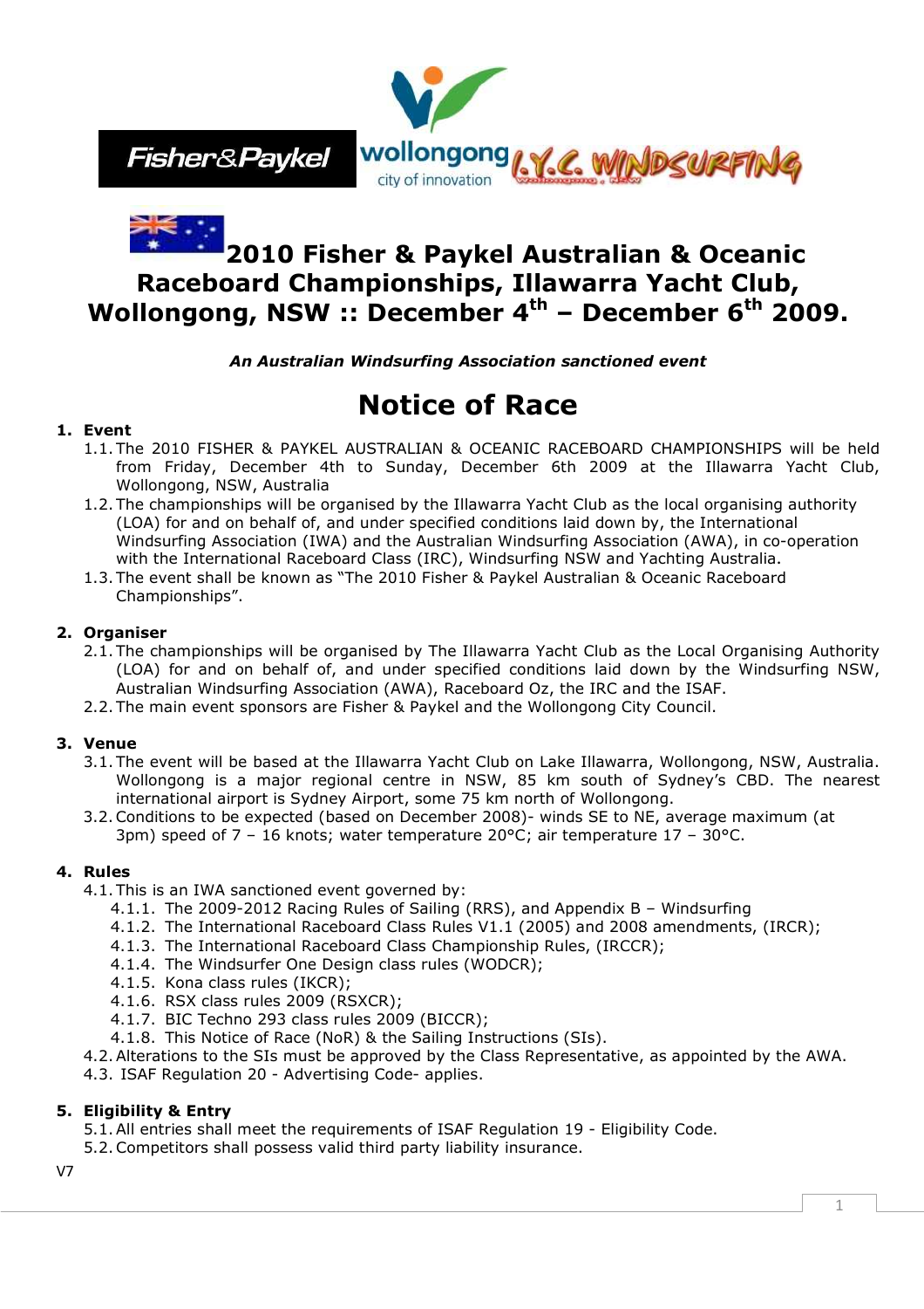# 2010 Fisher & Paykel Australian & Oceanic Raceboard Championships, Illawarra Yacht Club, Wollongong, NSW :: December 4th – December 6th 2009.

***An Australian Windsurfing Association sanctioned event***

# Notice of Race

## 1. Event

1.1. The 2010 FISHER & PAYKEL AUSTRALIAN & OCEANIC RACEBOARD CHAMPIONSHIPS will be held from Friday, December 4th to Sunday, December 6th 2009 at the Illawarra Yacht Club, Wollongong, NSW, Australia

1.2. The championships will be organised by the Illawarra Yacht Club as the local organising authority (LOA) for and on behalf of, and under specified conditions laid down by, the International Windsurfing Association (IWA) and the Australian Windsurfing Association (AWA), in co-operation with the International Raceboard Class (IRC), Windsurfing NSW and Yachting Australia.

1.3. The event shall be known as "The 2010 Fisher & Paykel Australian & Oceanic Raceboard Championships".

## 2. Organiser

2.1. The championships will be organised by The Illawarra Yacht Club as the Local Organising Authority (LOA) for and on behalf of, and under specified conditions laid down by the Windsurfing NSW, Australian Windsurfing Association (AWA), Raceboard Oz, the IRC and the ISAF.

2.2. The main event sponsors are Fisher & Paykel and the Wollongong City Council.

## 3. Venue

3.1. The event will be based at the Illawarra Yacht Club on Lake Illawarra, Wollongong, NSW, Australia. Wollongong is a major regional centre in NSW, 85 km south of Sydney's CBD. The nearest international airport is Sydney Airport, some 75 km north of Wollongong.

3.2. Conditions to be expected (based on December 2008)- winds SE to NE, average maximum (at 3pm) speed of 7 – 16 knots; water temperature 20°C; air temperature 17 – 30°C.

## 4. Rules

4.1. This is an IWA sanctioned event governed by:

- 4.1.1. The 2009-2012 Racing Rules of Sailing (RRS), and Appendix B – Windsurfing
- 4.1.2. The International Raceboard Class Rules V1.1 (2005) and 2008 amendments, (IRCR);
- 4.1.3. The International Raceboard Class Championship Rules, (IRCCR);
- 4.1.4. The Windsurfer One Design class rules (WODCR);
- 4.1.5. Kona class rules (IKCR);
- 4.1.6. RSX class rules 2009 (RSXCR);
- 4.1.7. BIC Techno 293 class rules 2009 (BICCR);
- 4.1.8. This Notice of Race (NoR) & the Sailing Instructions (SIs).

4.2. Alterations to the SIs must be approved by the Class Representative, as appointed by the AWA.

4.3. ISAF Regulation 20 - Advertising Code- applies.

## 5. Eligibility & Entry

5.1. All entries shall meet the requirements of ISAF Regulation 19 - Eligibility Code.

5.2. Competitors shall possess valid third party liability insurance.

V7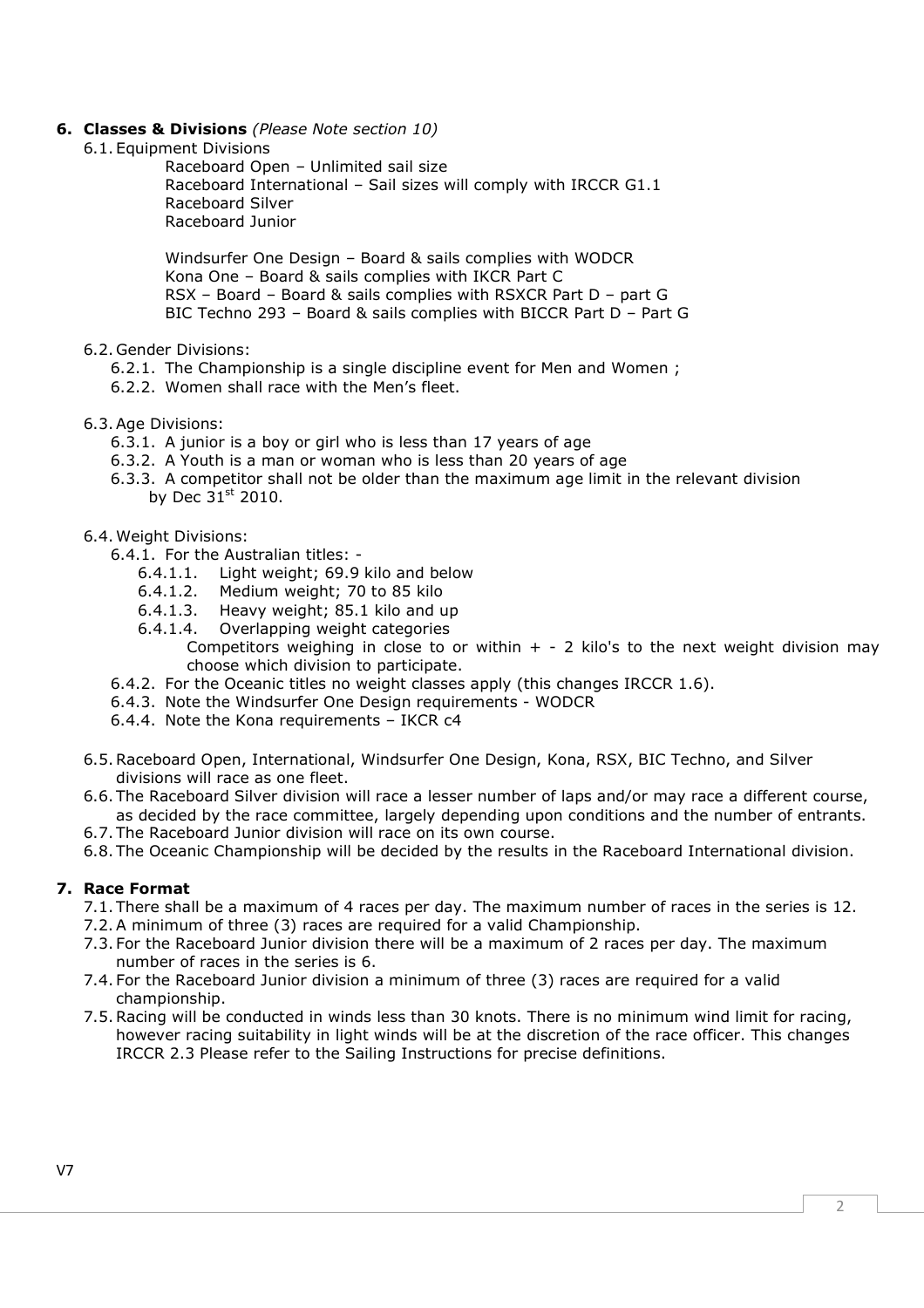## 6. Classes & Divisions *(Please Note section 10)*

6.1. Equipment Divisions

Raceboard Open – Unlimited sail size
Raceboard International – Sail sizes will comply with IRCCR G1.1
Raceboard Silver
Raceboard Junior

Windsurfer One Design – Board & sails complies with WODCR
Kona One – Board & sails complies with IKCR Part C
RSX – Board – Board & sails complies with RSXCR Part D – part G
BIC Techno 293 – Board & sails complies with BICCR Part D – Part G

6.2. Gender Divisions:

- 6.2.1. The Championship is a single discipline event for Men and Women ;
- 6.2.2. Women shall race with the Men's fleet.

6.3. Age Divisions:

- 6.3.1. A junior is a boy or girl who is less than 17 years of age
- 6.3.2. A Youth is a man or woman who is less than 20 years of age
- 6.3.3. A competitor shall not be older than the maximum age limit in the relevant division by Dec 31st 2010.

6.4. Weight Divisions:

- 6.4.1. For the Australian titles: -
  - 6.4.1.1. Light weight; 69.9 kilo and below
  - 6.4.1.2. Medium weight; 70 to 85 kilo
  - 6.4.1.3. Heavy weight; 85.1 kilo and up
  - 6.4.1.4. Overlapping weight categories
    Competitors weighing in close to or within + - 2 kilo's to the next weight division may choose which division to participate.
- 6.4.2. For the Oceanic titles no weight classes apply (this changes IRCCR 1.6).
- 6.4.3. Note the Windsurfer One Design requirements - WODCR
- 6.4.4. Note the Kona requirements – IKCR c4

6.5. Raceboard Open, International, Windsurfer One Design, Kona, RSX, BIC Techno, and Silver divisions will race as one fleet.

6.6. The Raceboard Silver division will race a lesser number of laps and/or may race a different course, as decided by the race committee, largely depending upon conditions and the number of entrants.

6.7. The Raceboard Junior division will race on its own course.

6.8. The Oceanic Championship will be decided by the results in the Raceboard International division.

## 7. Race Format

7.1. There shall be a maximum of 4 races per day. The maximum number of races in the series is 12.

7.2. A minimum of three (3) races are required for a valid Championship.

7.3. For the Raceboard Junior division there will be a maximum of 2 races per day. The maximum number of races in the series is 6.

7.4. For the Raceboard Junior division a minimum of three (3) races are required for a valid championship.

7.5. Racing will be conducted in winds less than 30 knots. There is no minimum wind limit for racing, however racing suitability in light winds will be at the discretion of the race officer. This changes IRCCR 2.3 Please refer to the Sailing Instructions for precise definitions.

V7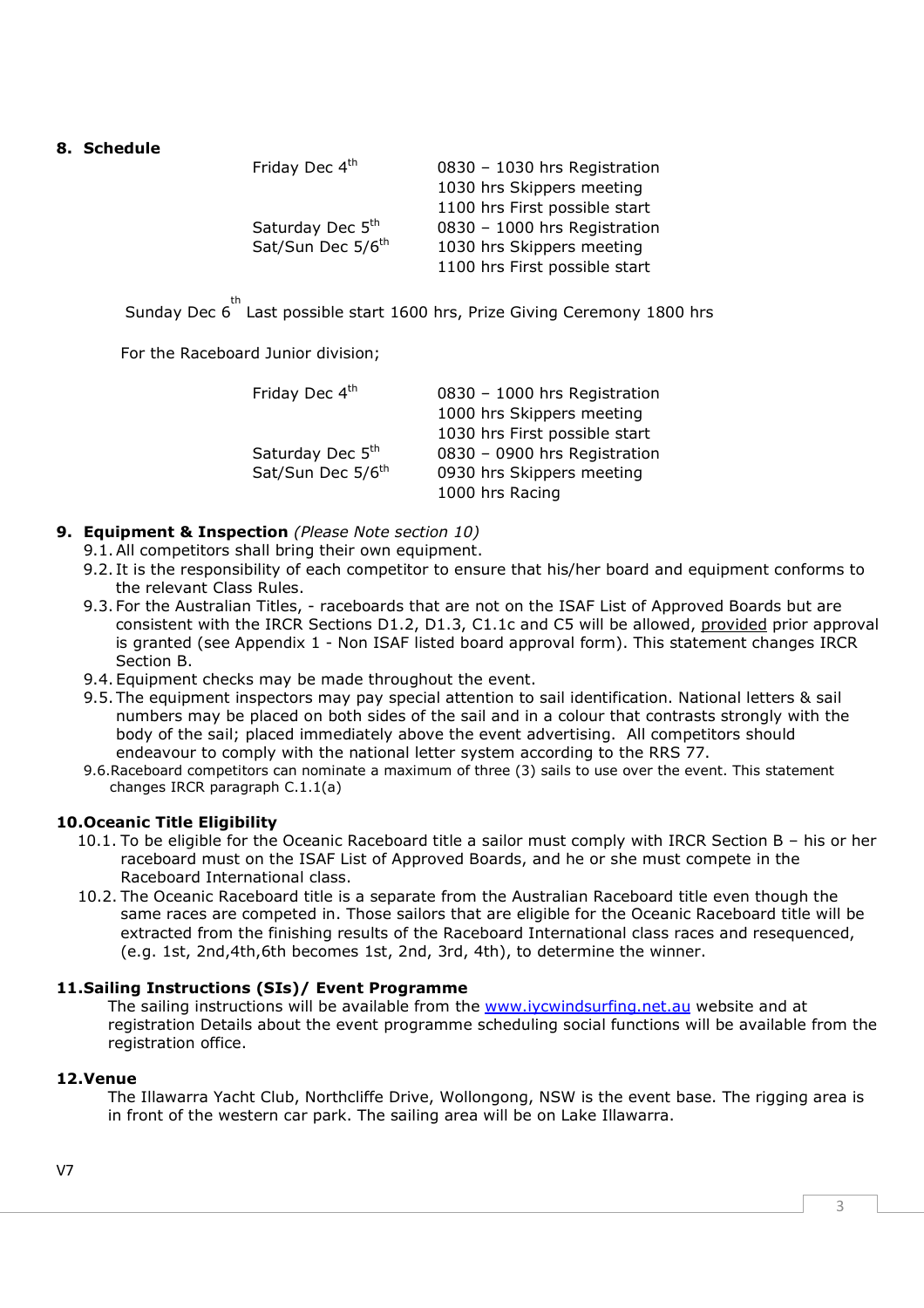## 8. Schedule

| | |
|---|---|
| Friday Dec 4th | 0830 – 1030 hrs Registration<br>1030 hrs Skippers meeting<br>1100 hrs First possible start |
| Saturday Dec 5th<br>Sat/Sun Dec 5/6th | 0830 – 1000 hrs Registration<br>1030 hrs Skippers meeting<br>1100 hrs First possible start |

Sunday Dec 6th Last possible start 1600 hrs, Prize Giving Ceremony 1800 hrs

For the Raceboard Junior division;

| | |
|---|---|
| Friday Dec 4th | 0830 – 1000 hrs Registration<br>1000 hrs Skippers meeting<br>1030 hrs First possible start |
| Saturday Dec 5th<br>Sat/Sun Dec 5/6th | 0830 – 0900 hrs Registration<br>0930 hrs Skippers meeting<br>1000 hrs Racing |

## 9. Equipment & Inspection *(Please Note section 10)*

9.1. All competitors shall bring their own equipment.

9.2. It is the responsibility of each competitor to ensure that his/her board and equipment conforms to the relevant Class Rules.

9.3. For the Australian Titles, - raceboards that are not on the ISAF List of Approved Boards but are consistent with the IRCR Sections D1.2, D1.3, C1.1c and C5 will be allowed, provided prior approval is granted (see Appendix 1 - Non ISAF listed board approval form). This statement changes IRCR Section B.

9.4. Equipment checks may be made throughout the event.

9.5. The equipment inspectors may pay special attention to sail identification. National letters & sail numbers may be placed on both sides of the sail and in a colour that contrasts strongly with the body of the sail; placed immediately above the event advertising. All competitors should endeavour to comply with the national letter system according to the RRS 77.

9.6. Raceboard competitors can nominate a maximum of three (3) sails to use over the event. This statement changes IRCR paragraph C.1.1(a)

## 10. Oceanic Title Eligibility

10.1. To be eligible for the Oceanic Raceboard title a sailor must comply with IRCR Section B – his or her raceboard must on the ISAF List of Approved Boards, and he or she must compete in the Raceboard International class.

10.2. The Oceanic Raceboard title is a separate from the Australian Raceboard title even though the same races are competed in. Those sailors that are eligible for the Oceanic Raceboard title will be extracted from the finishing results of the Raceboard International class races and resequenced, (e.g. 1st, 2nd,4th,6th becomes 1st, 2nd, 3rd, 4th), to determine the winner.

## 11. Sailing Instructions (SIs)/ Event Programme

The sailing instructions will be available from the www.iycwindsurfing.net.au website and at registration Details about the event programme scheduling social functions will be available from the registration office.

## 12. Venue

The Illawarra Yacht Club, Northcliffe Drive, Wollongong, NSW is the event base. The rigging area is in front of the western car park. The sailing area will be on Lake Illawarra.

V7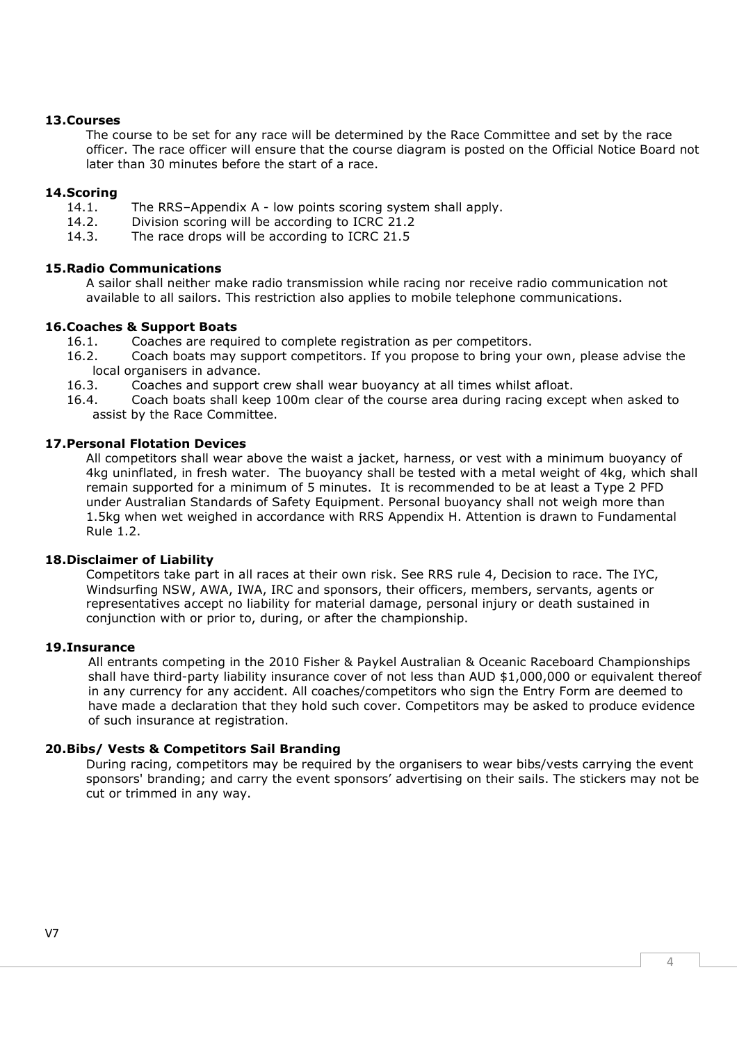## 13. Courses

The course to be set for any race will be determined by the Race Committee and set by the race officer. The race officer will ensure that the course diagram is posted on the Official Notice Board not later than 30 minutes before the start of a race.

## 14. Scoring

14.1. The RRS–Appendix A - low points scoring system shall apply.

14.2. Division scoring will be according to ICRC 21.2

14.3. The race drops will be according to ICRC 21.5

## 15. Radio Communications

A sailor shall neither make radio transmission while racing nor receive radio communication not available to all sailors. This restriction also applies to mobile telephone communications.

## 16. Coaches & Support Boats

16.1. Coaches are required to complete registration as per competitors.

16.2. Coach boats may support competitors. If you propose to bring your own, please advise the local organisers in advance.

16.3. Coaches and support crew shall wear buoyancy at all times whilst afloat.

16.4. Coach boats shall keep 100m clear of the course area during racing except when asked to assist by the Race Committee.

## 17. Personal Flotation Devices

All competitors shall wear above the waist a jacket, harness, or vest with a minimum buoyancy of 4kg uninflated, in fresh water. The buoyancy shall be tested with a metal weight of 4kg, which shall remain supported for a minimum of 5 minutes. It is recommended to be at least a Type 2 PFD under Australian Standards of Safety Equipment. Personal buoyancy shall not weigh more than 1.5kg when wet weighed in accordance with RRS Appendix H. Attention is drawn to Fundamental Rule 1.2.

## 18. Disclaimer of Liability

Competitors take part in all races at their own risk. See RRS rule 4, Decision to race. The IYC, Windsurfing NSW, AWA, IWA, IRC and sponsors, their officers, members, servants, agents or representatives accept no liability for material damage, personal injury or death sustained in conjunction with or prior to, during, or after the championship.

## 19. Insurance

All entrants competing in the 2010 Fisher & Paykel Australian & Oceanic Raceboard Championships shall have third-party liability insurance cover of not less than AUD $1,000,000 or equivalent thereof in any currency for any accident. All coaches/competitors who sign the Entry Form are deemed to have made a declaration that they hold such cover. Competitors may be asked to produce evidence of such insurance at registration.

## 20. Bibs/ Vests & Competitors Sail Branding

During racing, competitors may be required by the organisers to wear bibs/vests carrying the event sponsors' branding; and carry the event sponsors' advertising on their sails. The stickers may not be cut or trimmed in any way.

V7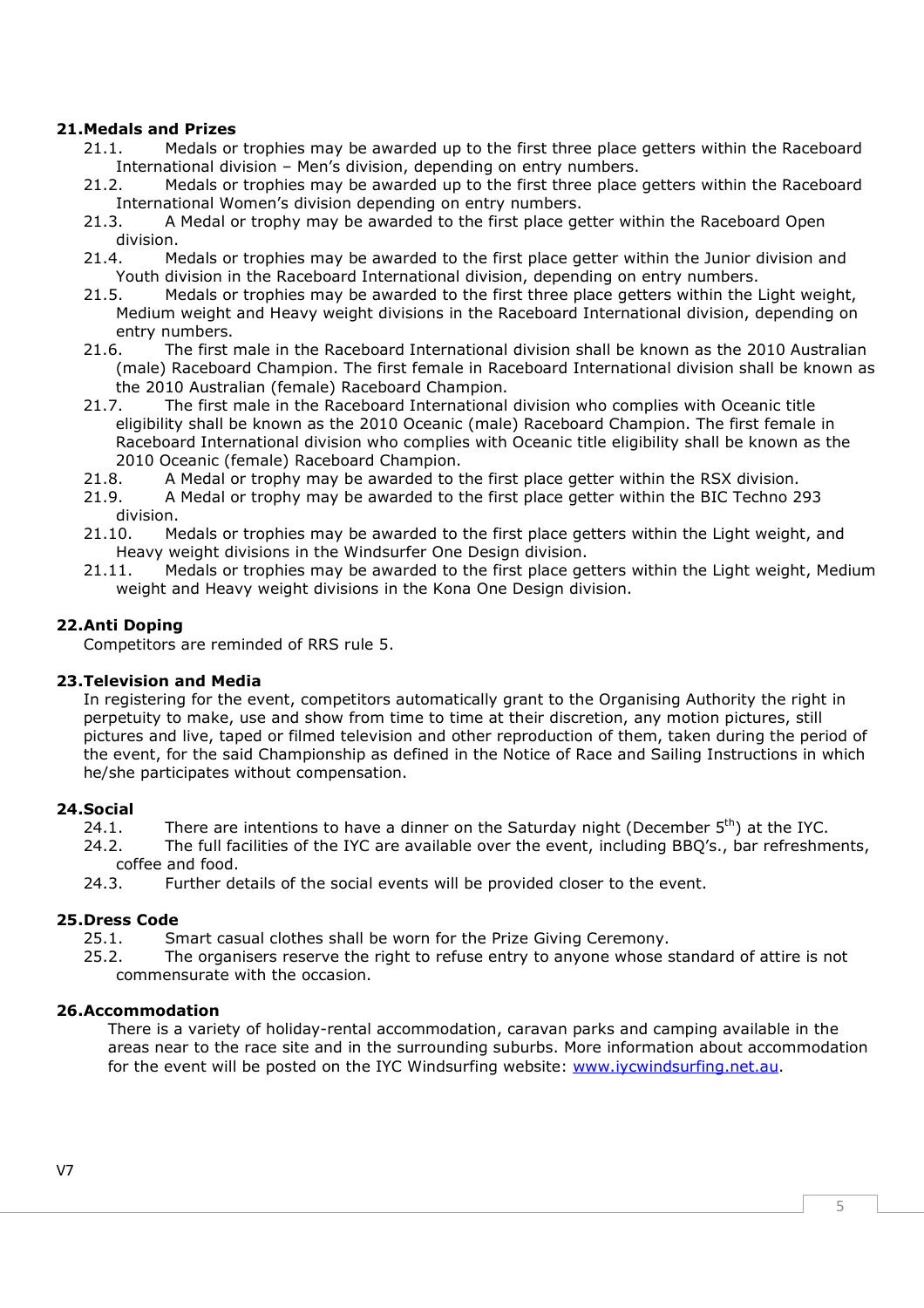## 21. Medals and Prizes

21.1. Medals or trophies may be awarded up to the first three place getters within the Raceboard International division – Men's division, depending on entry numbers.

21.2. Medals or trophies may be awarded up to the first three place getters within the Raceboard International Women's division depending on entry numbers.

21.3. A Medal or trophy may be awarded to the first place getter within the Raceboard Open division.

21.4. Medals or trophies may be awarded to the first place getter within the Junior division and Youth division in the Raceboard International division, depending on entry numbers.

21.5. Medals or trophies may be awarded to the first three place getters within the Light weight, Medium weight and Heavy weight divisions in the Raceboard International division, depending on entry numbers.

21.6. The first male in the Raceboard International division shall be known as the 2010 Australian (male) Raceboard Champion. The first female in Raceboard International division shall be known as the 2010 Australian (female) Raceboard Champion.

21.7. The first male in the Raceboard International division who complies with Oceanic title eligibility shall be known as the 2010 Oceanic (male) Raceboard Champion. The first female in Raceboard International division who complies with Oceanic title eligibility shall be known as the 2010 Oceanic (female) Raceboard Champion.

21.8. A Medal or trophy may be awarded to the first place getter within the RSX division.

21.9. A Medal or trophy may be awarded to the first place getter within the BIC Techno 293 division.

21.10. Medals or trophies may be awarded to the first place getters within the Light weight, and Heavy weight divisions in the Windsurfer One Design division.

21.11. Medals or trophies may be awarded to the first place getters within the Light weight, Medium weight and Heavy weight divisions in the Kona One Design division.

## 22. Anti Doping

Competitors are reminded of RRS rule 5.

## 23. Television and Media

In registering for the event, competitors automatically grant to the Organising Authority the right in perpetuity to make, use and show from time to time at their discretion, any motion pictures, still pictures and live, taped or filmed television and other reproduction of them, taken during the period of the event, for the said Championship as defined in the Notice of Race and Sailing Instructions in which he/she participates without compensation.

## 24. Social

24.1. There are intentions to have a dinner on the Saturday night (December 5th) at the IYC.

24.2. The full facilities of the IYC are available over the event, including BBQ's., bar refreshments, coffee and food.

24.3. Further details of the social events will be provided closer to the event.

## 25. Dress Code

25.1. Smart casual clothes shall be worn for the Prize Giving Ceremony.

25.2. The organisers reserve the right to refuse entry to anyone whose standard of attire is not commensurate with the occasion.

## 26. Accommodation

There is a variety of holiday-rental accommodation, caravan parks and camping available in the areas near to the race site and in the surrounding suburbs. More information about accommodation for the event will be posted on the IYC Windsurfing website: [www.iycwindsurfing.net.au](http://www.iycwindsurfing.net.au).

V7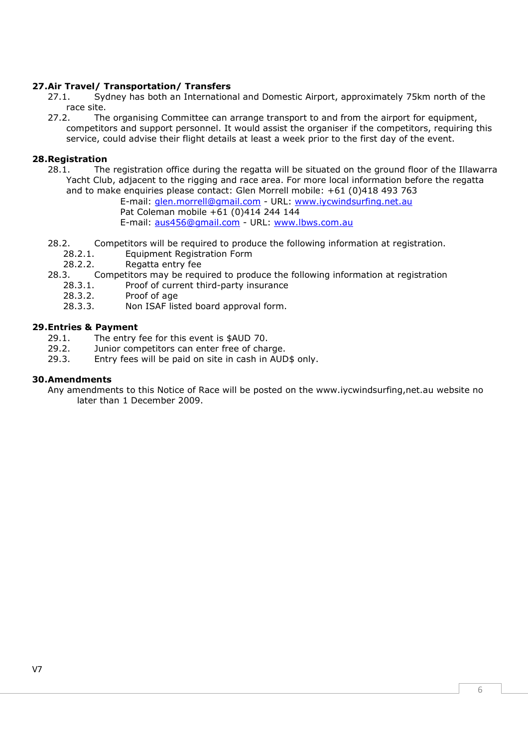## 27. Air Travel/ Transportation/ Transfers

27.1. Sydney has both an International and Domestic Airport, approximately 75km north of the race site.

27.2. The organising Committee can arrange transport to and from the airport for equipment, competitors and support personnel. It would assist the organiser if the competitors, requiring this service, could advise their flight details at least a week prior to the first day of the event.

## 28. Registration

28.1. The registration office during the regatta will be situated on the ground floor of the Illawarra Yacht Club, adjacent to the rigging and race area. For more local information before the regatta and to make enquiries please contact: Glen Morrell mobile: +61 (0)418 493 763

E-mail: glen.morrell@gmail.com - URL: www.iycwindsurfing.net.au
Pat Coleman mobile +61 (0)414 244 144
E-mail: aus456@gmail.com - URL: www.lbws.com.au

28.2. Competitors will be required to produce the following information at registration.

- 28.2.1. Equipment Registration Form
- 28.2.2. Regatta entry fee

28.3. Competitors may be required to produce the following information at registration

- 28.3.1. Proof of current third-party insurance
- 28.3.2. Proof of age
- 28.3.3. Non ISAF listed board approval form.

## 29. Entries & Payment

29.1. The entry fee for this event is $AUD 70.

29.2. Junior competitors can enter free of charge.

29.3. Entry fees will be paid on site in cash in AUD$ only.

## 30. Amendments

Any amendments to this Notice of Race will be posted on the www.iycwindsurfing,net.au website no later than 1 December 2009.

V7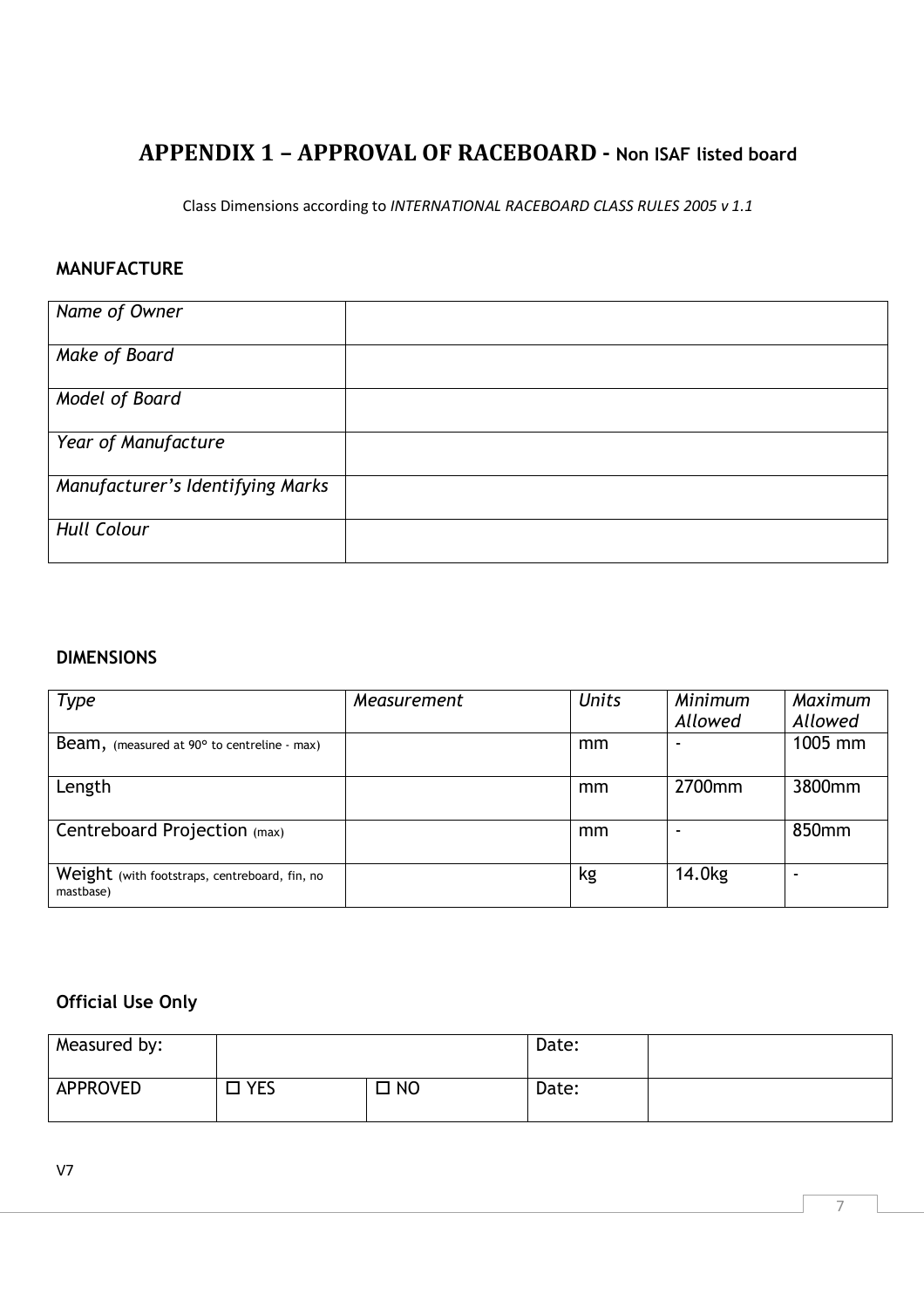# APPENDIX 1 – APPROVAL OF RACEBOARD - Non ISAF listed board

Class Dimensions according to *INTERNATIONAL RACEBOARD CLASS RULES 2005 v 1.1*

## MANUFACTURE

| | |
|---|---|
| *Name of Owner* | |
| *Make of Board* | |
| *Model of Board* | |
| *Year of Manufacture* | |
| *Manufacturer's Identifying Marks* | |
| *Hull Colour* | |

## DIMENSIONS

| *Type* | *Measurement* | *Units* | *Minimum Allowed* | *Maximum Allowed* |
|---|---|---|---|---|
| Beam, (measured at 90° to centreline - max) | | mm | - | 1005 mm |
| Length | | mm | 2700mm | 3800mm |
| Centreboard Projection (max) | | mm | - | 850mm |
| Weight (with footstraps, centreboard, fin, no mastbase) | | kg | 14.0kg | - |

## Official Use Only

| | | | | |
|---|---|---|---|---|
| Measured by: | | | Date: | |
| APPROVED | ☐ YES | ☐ NO | Date: | |

V7